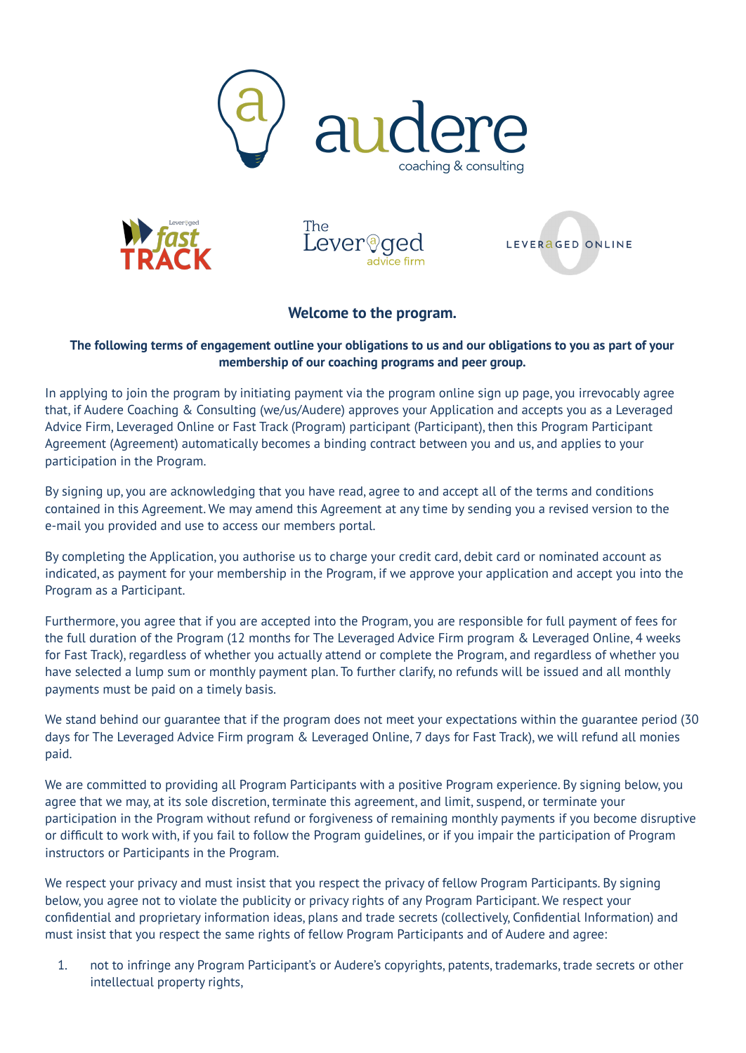audere

coaching & consulting

Leveraged fast TRACK

The Leveraged advice firm

LEVERAGED ONLINE

## Welcome to the program.

**The following terms of engagement outline your obligations to us and our obligations to you as part of your membership of our coaching programs and peer group.**

In applying to join the program by initiating payment via the program online sign up page, you irrevocably agree that, if Audere Coaching & Consulting (we/us/Audere) approves your Application and accepts you as a Leveraged Advice Firm, Leveraged Online or Fast Track (Program) participant (Participant), then this Program Participant Agreement (Agreement) automatically becomes a binding contract between you and us, and applies to your participation in the Program.

By signing up, you are acknowledging that you have read, agree to and accept all of the terms and conditions contained in this Agreement. We may amend this Agreement at any time by sending you a revised version to the e-mail you provided and use to access our members portal.

By completing the Application, you authorise us to charge your credit card, debit card or nominated account as indicated, as payment for your membership in the Program, if we approve your application and accept you into the Program as a Participant.

Furthermore, you agree that if you are accepted into the Program, you are responsible for full payment of fees for the full duration of the Program (12 months for The Leveraged Advice Firm program & Leveraged Online, 4 weeks for Fast Track), regardless of whether you actually attend or complete the Program, and regardless of whether you have selected a lump sum or monthly payment plan. To further clarify, no refunds will be issued and all monthly payments must be paid on a timely basis.

We stand behind our guarantee that if the program does not meet your expectations within the guarantee period (30 days for The Leveraged Advice Firm program & Leveraged Online, 7 days for Fast Track), we will refund all monies paid.

We are committed to providing all Program Participants with a positive Program experience. By signing below, you agree that we may, at its sole discretion, terminate this agreement, and limit, suspend, or terminate your participation in the Program without refund or forgiveness of remaining monthly payments if you become disruptive or difficult to work with, if you fail to follow the Program guidelines, or if you impair the participation of Program instructors or Participants in the Program.

We respect your privacy and must insist that you respect the privacy of fellow Program Participants. By signing below, you agree not to violate the publicity or privacy rights of any Program Participant. We respect your confidential and proprietary information ideas, plans and trade secrets (collectively, Confidential Information) and must insist that you respect the same rights of fellow Program Participants and of Audere and agree:

1. not to infringe any Program Participant's or Audere's copyrights, patents, trademarks, trade secrets or other intellectual property rights,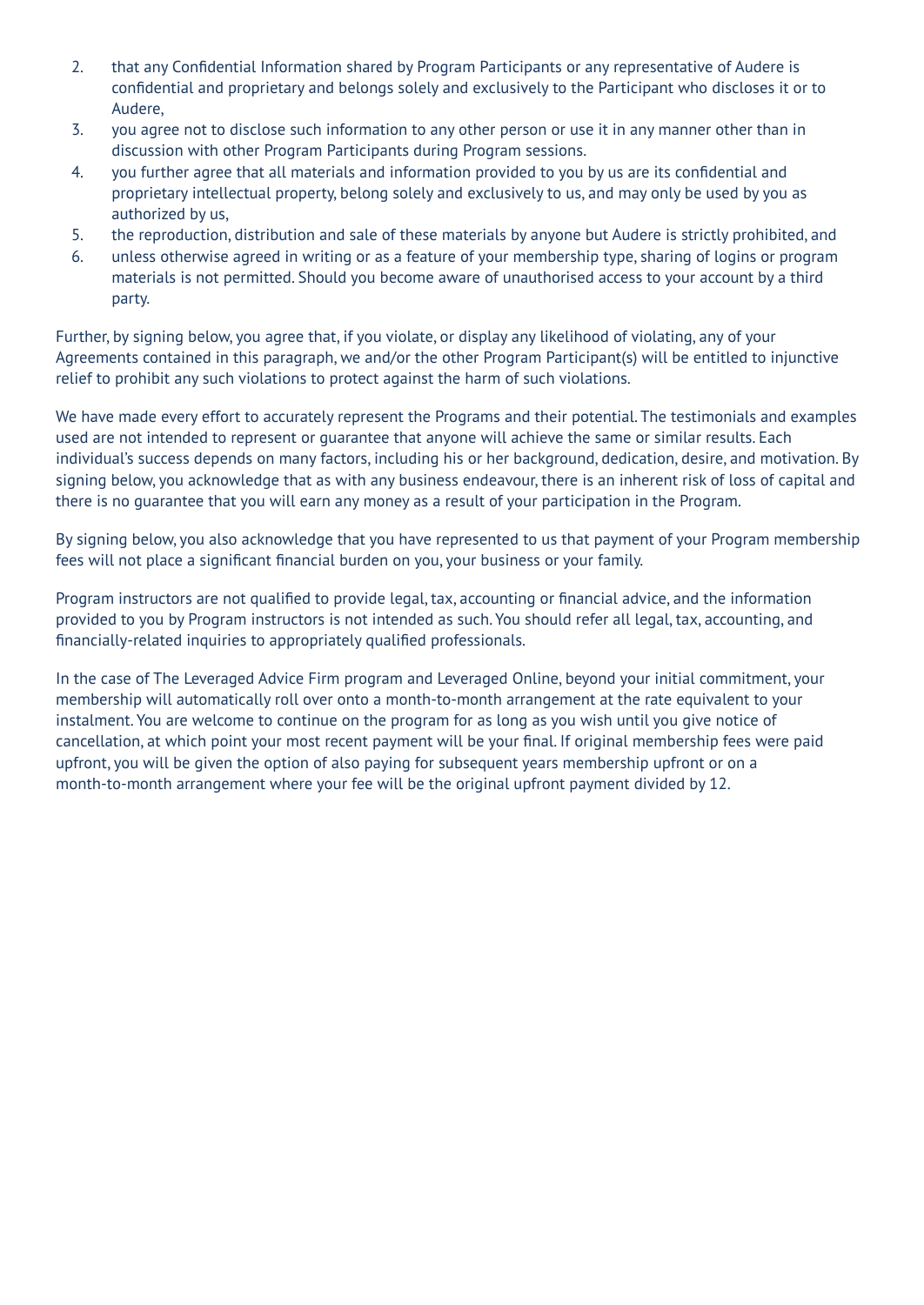2. that any Confidential Information shared by Program Participants or any representative of Audere is confidential and proprietary and belongs solely and exclusively to the Participant who discloses it or to Audere,
3. you agree not to disclose such information to any other person or use it in any manner other than in discussion with other Program Participants during Program sessions.
4. you further agree that all materials and information provided to you by us are its confidential and proprietary intellectual property, belong solely and exclusively to us, and may only be used by you as authorized by us,
5. the reproduction, distribution and sale of these materials by anyone but Audere is strictly prohibited, and
6. unless otherwise agreed in writing or as a feature of your membership type, sharing of logins or program materials is not permitted. Should you become aware of unauthorised access to your account by a third party.

Further, by signing below, you agree that, if you violate, or display any likelihood of violating, any of your Agreements contained in this paragraph, we and/or the other Program Participant(s) will be entitled to injunctive relief to prohibit any such violations to protect against the harm of such violations.

We have made every effort to accurately represent the Programs and their potential. The testimonials and examples used are not intended to represent or guarantee that anyone will achieve the same or similar results. Each individual's success depends on many factors, including his or her background, dedication, desire, and motivation. By signing below, you acknowledge that as with any business endeavour, there is an inherent risk of loss of capital and there is no guarantee that you will earn any money as a result of your participation in the Program.

By signing below, you also acknowledge that you have represented to us that payment of your Program membership fees will not place a significant financial burden on you, your business or your family.

Program instructors are not qualified to provide legal, tax, accounting or financial advice, and the information provided to you by Program instructors is not intended as such. You should refer all legal, tax, accounting, and financially-related inquiries to appropriately qualified professionals.

In the case of The Leveraged Advice Firm program and Leveraged Online, beyond your initial commitment, your membership will automatically roll over onto a month-to-month arrangement at the rate equivalent to your instalment. You are welcome to continue on the program for as long as you wish until you give notice of cancellation, at which point your most recent payment will be your final. If original membership fees were paid upfront, you will be given the option of also paying for subsequent years membership upfront or on a month-to-month arrangement where your fee will be the original upfront payment divided by 12.